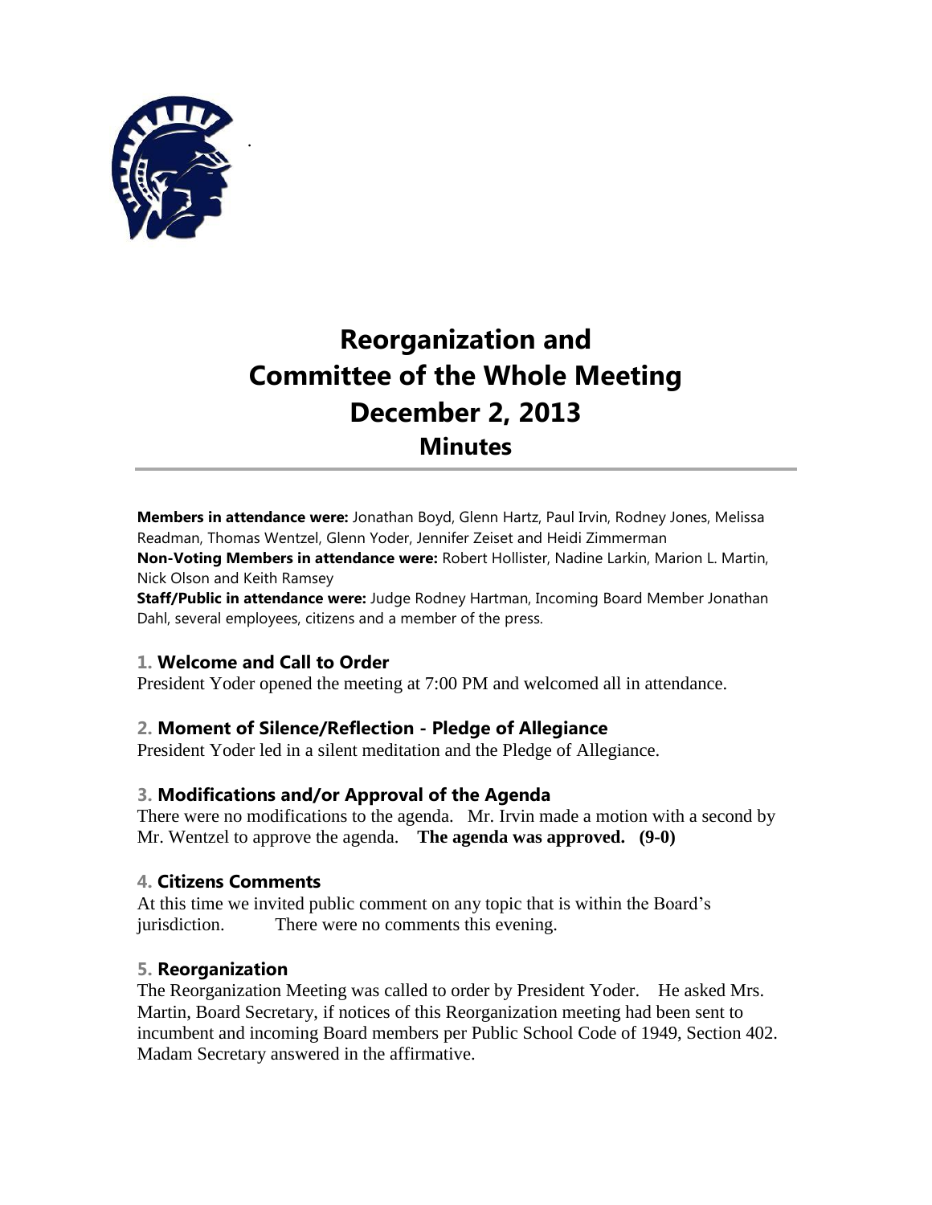# Reorganization and Committee of the Whole Meeting December 2, 2013

## Minutes

**Members in attendance were:** Jonathan Boyd, Glenn Hartz, Paul Irvin, Rodney Jones, Melissa Readman, Thomas Wentzel, Glenn Yoder, Jennifer Zeiset and Heidi Zimmerman

**Non-Voting Members in attendance were:** Robert Hollister, Nadine Larkin, Marion L. Martin, Nick Olson and Keith Ramsey

**Staff/Public in attendance were:** Judge Rodney Hartman, Incoming Board Member Jonathan Dahl, several employees, citizens and a member of the press.

### 1. Welcome and Call to Order

President Yoder opened the meeting at 7:00 PM and welcomed all in attendance.

### 2. Moment of Silence/Reflection - Pledge of Allegiance

President Yoder led in a silent meditation and the Pledge of Allegiance.

### 3. Modifications and/or Approval of the Agenda

There were no modifications to the agenda. Mr. Irvin made a motion with a second by Mr. Wentzel to approve the agenda. **The agenda was approved. (9-0)**

### 4. Citizens Comments

At this time we invited public comment on any topic that is within the Board's jurisdiction. There were no comments this evening.

### 5. Reorganization

The Reorganization Meeting was called to order by President Yoder. He asked Mrs. Martin, Board Secretary, if notices of this Reorganization meeting had been sent to incumbent and incoming Board members per Public School Code of 1949, Section 402. Madam Secretary answered in the affirmative.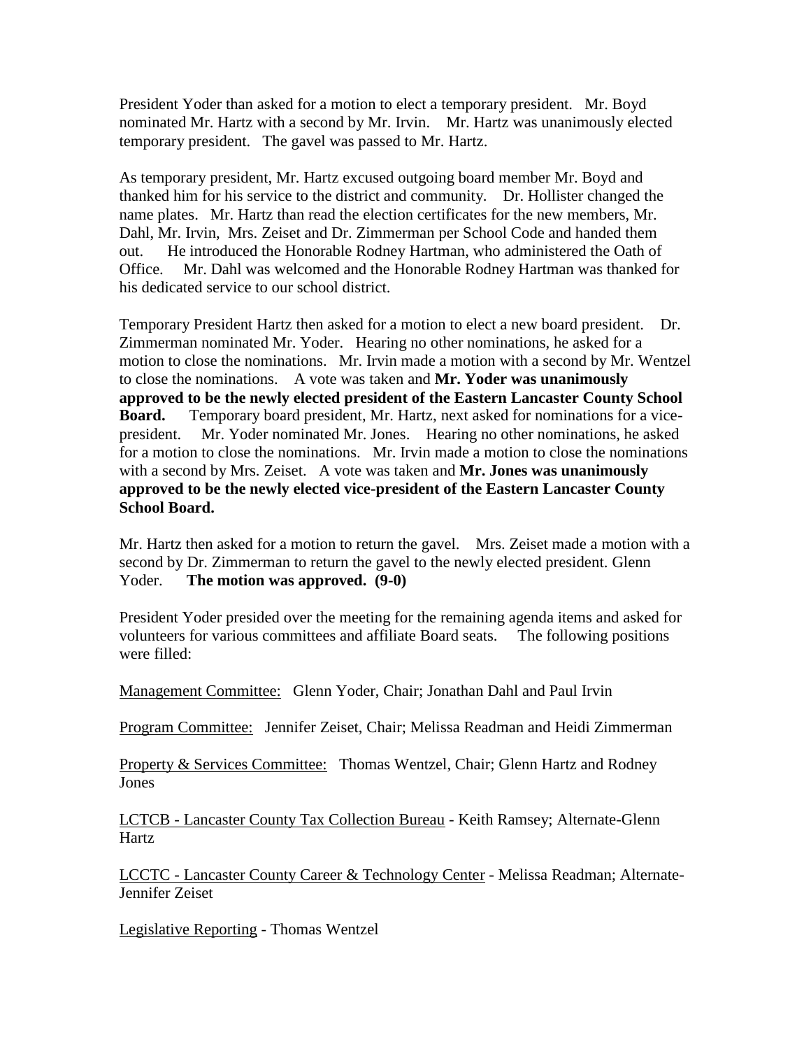President Yoder than asked for a motion to elect a temporary president. Mr. Boyd nominated Mr. Hartz with a second by Mr. Irvin. Mr. Hartz was unanimously elected temporary president. The gavel was passed to Mr. Hartz.

As temporary president, Mr. Hartz excused outgoing board member Mr. Boyd and thanked him for his service to the district and community. Dr. Hollister changed the name plates. Mr. Hartz than read the election certificates for the new members, Mr. Dahl, Mr. Irvin, Mrs. Zeiset and Dr. Zimmerman per School Code and handed them out. He introduced the Honorable Rodney Hartman, who administered the Oath of Office. Mr. Dahl was welcomed and the Honorable Rodney Hartman was thanked for his dedicated service to our school district.

Temporary President Hartz then asked for a motion to elect a new board president. Dr. Zimmerman nominated Mr. Yoder. Hearing no other nominations, he asked for a motion to close the nominations. Mr. Irvin made a motion with a second by Mr. Wentzel to close the nominations. A vote was taken and **Mr. Yoder was unanimously approved to be the newly elected president of the Eastern Lancaster County School Board.** Temporary board president, Mr. Hartz, next asked for nominations for a vice-president. Mr. Yoder nominated Mr. Jones. Hearing no other nominations, he asked for a motion to close the nominations. Mr. Irvin made a motion to close the nominations with a second by Mrs. Zeiset. A vote was taken and **Mr. Jones was unanimously approved to be the newly elected vice-president of the Eastern Lancaster County School Board.**

Mr. Hartz then asked for a motion to return the gavel. Mrs. Zeiset made a motion with a second by Dr. Zimmerman to return the gavel to the newly elected president. Glenn Yoder. **The motion was approved. (9-0)**

President Yoder presided over the meeting for the remaining agenda items and asked for volunteers for various committees and affiliate Board seats. The following positions were filled:

<u>Management Committee:</u> Glenn Yoder, Chair; Jonathan Dahl and Paul Irvin

<u>Program Committee:</u> Jennifer Zeiset, Chair; Melissa Readman and Heidi Zimmerman

<u>Property & Services Committee:</u> Thomas Wentzel, Chair; Glenn Hartz and Rodney Jones

<u>LCTCB - Lancaster County Tax Collection Bureau</u> - Keith Ramsey; Alternate-Glenn Hartz

<u>LCCTC - Lancaster County Career & Technology Center</u> - Melissa Readman; Alternate-Jennifer Zeiset

<u>Legislative Reporting</u> - Thomas Wentzel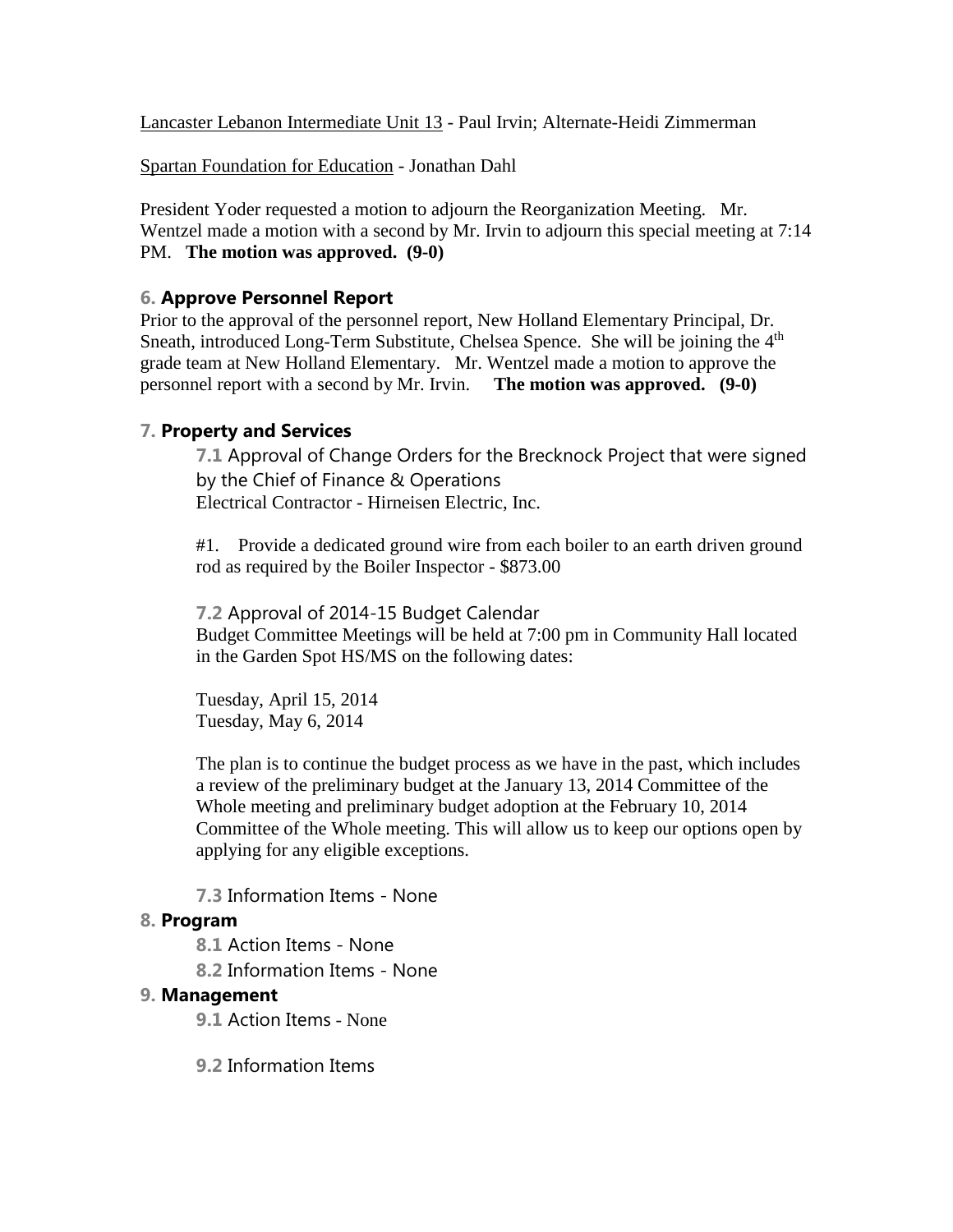Lancaster Lebanon Intermediate Unit 13 - Paul Irvin; Alternate-Heidi Zimmerman

Spartan Foundation for Education - Jonathan Dahl

President Yoder requested a motion to adjourn the Reorganization Meeting. Mr. Wentzel made a motion with a second by Mr. Irvin to adjourn this special meeting at 7:14 PM. **The motion was approved. (9-0)**

## 6. Approve Personnel Report

Prior to the approval of the personnel report, New Holland Elementary Principal, Dr. Sneath, introduced Long-Term Substitute, Chelsea Spence. She will be joining the 4th grade team at New Holland Elementary. Mr. Wentzel made a motion to approve the personnel report with a second by Mr. Irvin. **The motion was approved. (9-0)**

## 7. Property and Services

### 7.1 Approval of Change Orders for the Brecknock Project that were signed by the Chief of Finance & Operations

Electrical Contractor - Hirneisen Electric, Inc.

#1. Provide a dedicated ground wire from each boiler to an earth driven ground rod as required by the Boiler Inspector - $873.00

### 7.2 Approval of 2014-15 Budget Calendar

Budget Committee Meetings will be held at 7:00 pm in Community Hall located in the Garden Spot HS/MS on the following dates:

Tuesday, April 15, 2014
Tuesday, May 6, 2014

The plan is to continue the budget process as we have in the past, which includes a review of the preliminary budget at the January 13, 2014 Committee of the Whole meeting and preliminary budget adoption at the February 10, 2014 Committee of the Whole meeting. This will allow us to keep our options open by applying for any eligible exceptions.

### 7.3 Information Items - None

## 8. Program

### 8.1 Action Items - None

### 8.2 Information Items - None

## 9. Management

### 9.1 Action Items - None

### 9.2 Information Items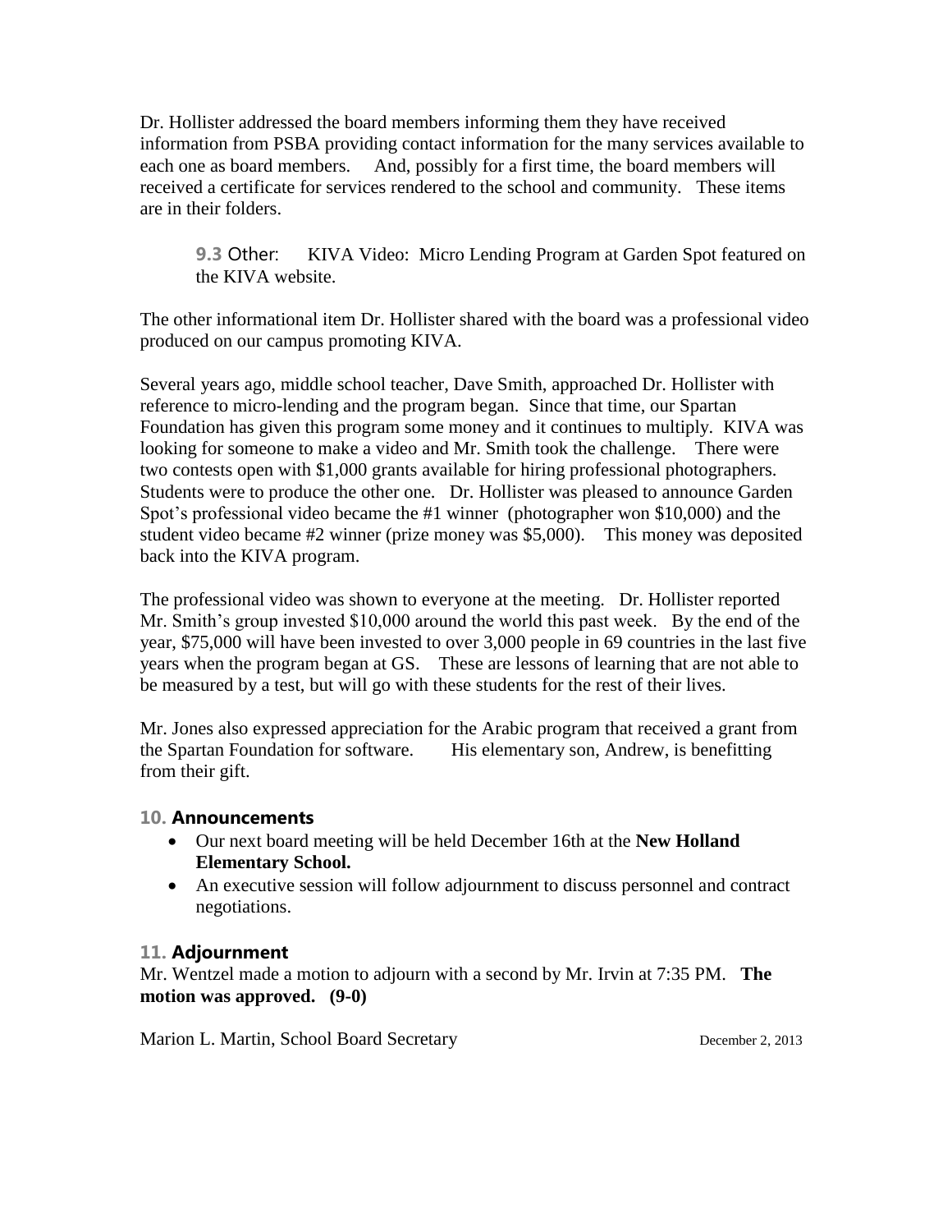Dr. Hollister addressed the board members informing them they have received information from PSBA providing contact information for the many services available to each one as board members. And, possibly for a first time, the board members will received a certificate for services rendered to the school and community. These items are in their folders.

> **9.3** Other: KIVA Video: Micro Lending Program at Garden Spot featured on the KIVA website.

The other informational item Dr. Hollister shared with the board was a professional video produced on our campus promoting KIVA.

Several years ago, middle school teacher, Dave Smith, approached Dr. Hollister with reference to micro-lending and the program began. Since that time, our Spartan Foundation has given this program some money and it continues to multiply. KIVA was looking for someone to make a video and Mr. Smith took the challenge. There were two contests open with $1,000 grants available for hiring professional photographers. Students were to produce the other one. Dr. Hollister was pleased to announce Garden Spot's professional video became the #1 winner (photographer won $10,000) and the student video became #2 winner (prize money was $5,000). This money was deposited back into the KIVA program.

The professional video was shown to everyone at the meeting. Dr. Hollister reported Mr. Smith's group invested $10,000 around the world this past week. By the end of the year, $75,000 will have been invested to over 3,000 people in 69 countries in the last five years when the program began at GS. These are lessons of learning that are not able to be measured by a test, but will go with these students for the rest of their lives.

Mr. Jones also expressed appreciation for the Arabic program that received a grant from the Spartan Foundation for software. His elementary son, Andrew, is benefitting from their gift.

## 10. Announcements

- Our next board meeting will be held December 16th at the **New Holland Elementary School.**
- An executive session will follow adjournment to discuss personnel and contract negotiations.

## 11. Adjournment

Mr. Wentzel made a motion to adjourn with a second by Mr. Irvin at 7:35 PM. **The motion was approved. (9-0)**

Marion L. Martin, School Board Secretary December 2, 2013